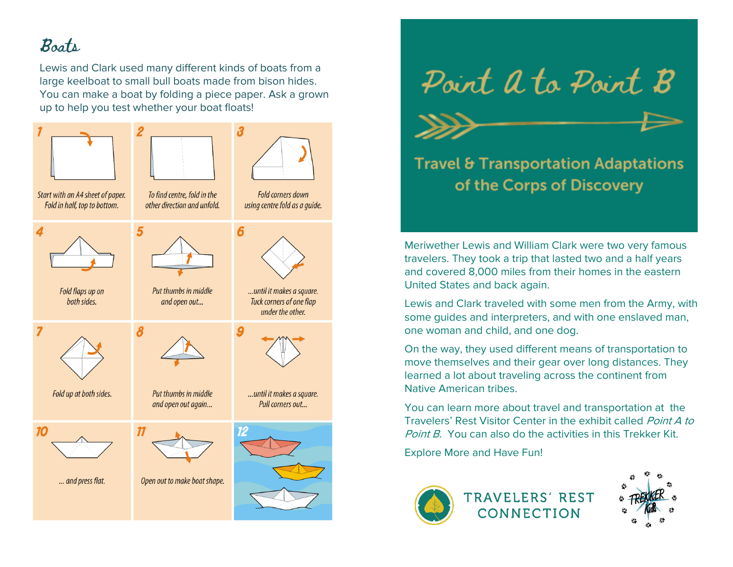## Boats

Lewis and Clark used many different kinds of boats from a large keelboat to small bull boats made from bison hides. You can make a boat by folding a piece paper. Ask a grown up to help you test whether your boat floats!

1. Start with an A4 sheet of paper. Fold in half, top to bottom.
2. To find centre, fold in the other direction and unfold.
3. Fold corners down using centre fold as a guide.
4. Fold flaps up on both sides.
5. Put thumbs in middle and open out...
6. ...until it makes a square. Tuck corners of one flap under the other.
7. Fold up at both sides.
8. Put thumbs in middle and open out again...
9. ...until it makes a square. Pull corners out...
10. ... and press flat.
11. Open out to make boat shape.
12.

# Point A to Point B

## Travel & Transportation Adaptations of the Corps of Discovery

Meriwether Lewis and William Clark were two very famous travelers. They took a trip that lasted two and a half years and covered 8,000 miles from their homes in the eastern United States and back again.

Lewis and Clark traveled with some men from the Army, with some guides and interpreters, and with one enslaved man, one woman and child, and one dog.

On the way, they used different means of transportation to move themselves and their gear over long distances. They learned a lot about traveling across the continent from Native American tribes.

You can learn more about travel and transportation at the Travelers' Rest Visitor Center in the exhibit called *Point A to Point B*. You can also do the activities in this Trekker Kit.

Explore More and Have Fun!

TRAVELERS' REST CONNECTION

TREKKER Kids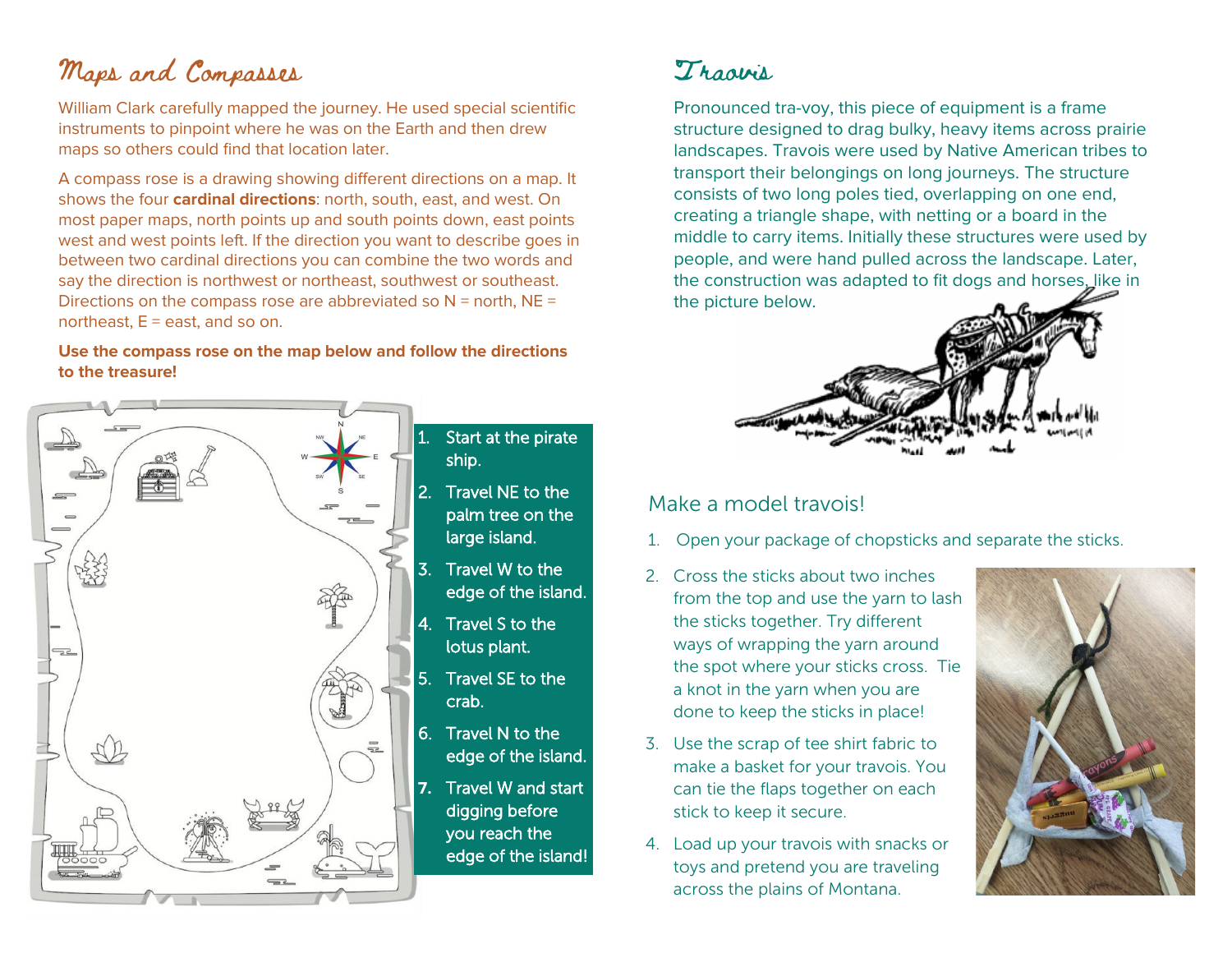# Maps and Compasses

William Clark carefully mapped the journey. He used special scientific instruments to pinpoint where he was on the Earth and then drew maps so others could find that location later.

A compass rose is a drawing showing different directions on a map. It shows the four **cardinal directions**: north, south, east, and west. On most paper maps, north points up and south points down, east points west and west points left. If the direction you want to describe goes in between two cardinal directions you can combine the two words and say the direction is northwest or northeast, southwest or southeast. Directions on the compass rose are abbreviated so N = north, NE = northeast, E = east, and so on.

**Use the compass rose on the map below and follow the directions to the treasure!**

1. Start at the pirate ship.
2. Travel NE to the palm tree on the large island.
3. Travel W to the edge of the island.
4. Travel S to the lotus plant.
5. Travel SE to the crab.
6. Travel N to the edge of the island.
7. Travel W and start digging before you reach the edge of the island!

# Travois

Pronounced tra-voy, this piece of equipment is a frame structure designed to drag bulky, heavy items across prairie landscapes. Travois were used by Native American tribes to transport their belongings on long journeys. The structure consists of two long poles tied, overlapping on one end, creating a triangle shape, with netting or a board in the middle to carry items. Initially these structures were used by people, and were hand pulled across the landscape. Later, the construction was adapted to fit dogs and horses, like in the picture below.

## Make a model travois!

1. Open your package of chopsticks and separate the sticks.
2. Cross the sticks about two inches from the top and use the yarn to lash the sticks together. Try different ways of wrapping the yarn around the spot where your sticks cross. Tie a knot in the yarn when you are done to keep the sticks in place!
3. Use the scrap of tee shirt fabric to make a basket for your travois. You can tie the flaps together on each stick to keep it secure.
4. Load up your travois with snacks or toys and pretend you are traveling across the plains of Montana.